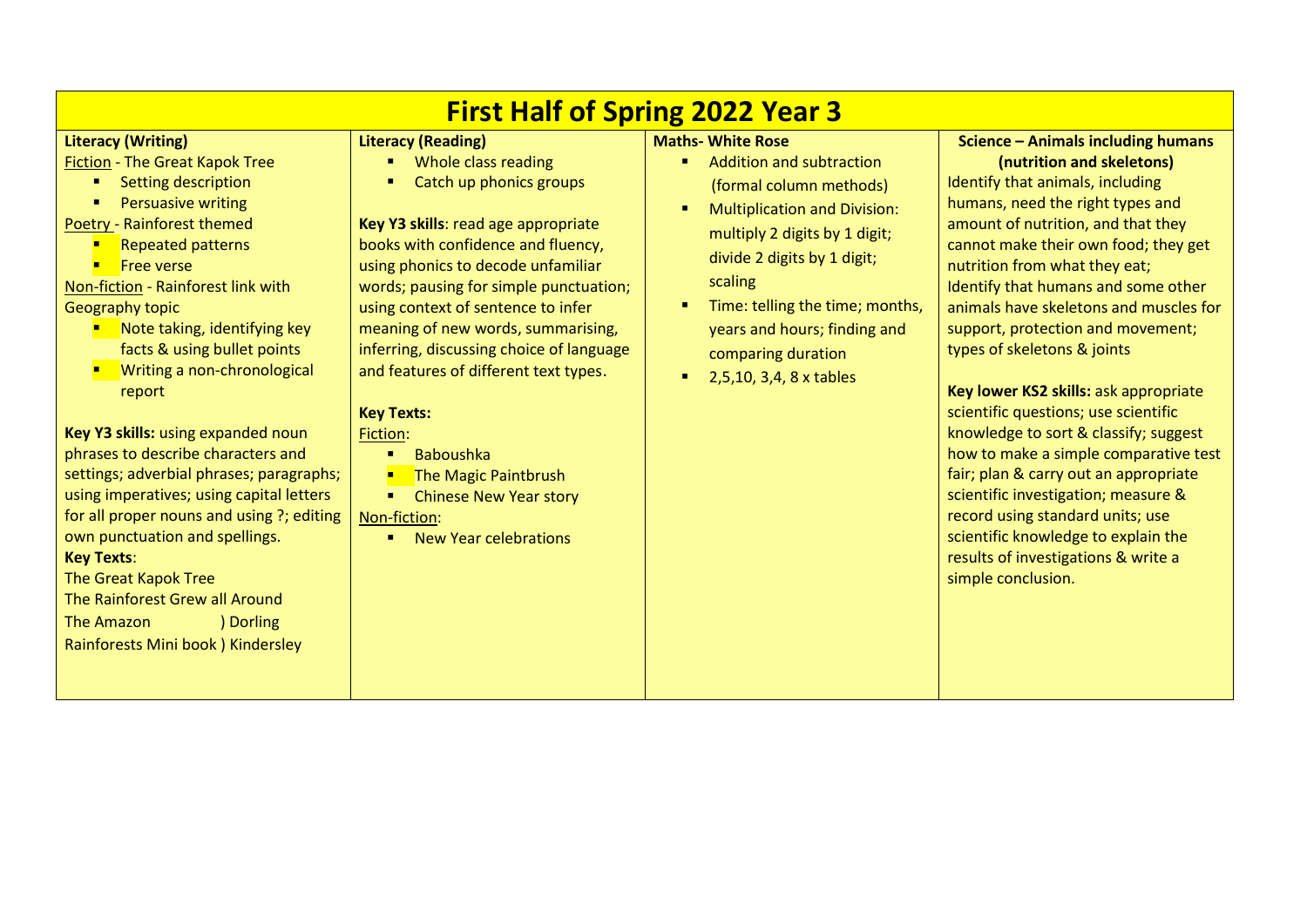# First Half of Spring 2022 Year 3

## Literacy (Writing)

Fiction - The Great Kapok Tree

- Setting description
- Persuasive writing

Poetry - Rainforest themed

- Repeated patterns
- Free verse

Non-fiction - Rainforest link with Geography topic

- Note taking, identifying key facts & using bullet points
- Writing a non-chronological report

**Key Y3 skills:** using expanded noun phrases to describe characters and settings; adverbial phrases; paragraphs; using imperatives; using capital letters for all proper nouns and using ?; editing own punctuation and spellings.

**Key Texts**:

The Great Kapok Tree
The Rainforest Grew all Around
The Amazon ) Dorling
Rainforests Mini book ) Kindersley

## Literacy (Reading)

- Whole class reading
- Catch up phonics groups

**Key Y3 skills**: read age appropriate books with confidence and fluency, using phonics to decode unfamiliar words; pausing for simple punctuation; using context of sentence to infer meaning of new words, summarising, inferring, discussing choice of language and features of different text types.

**Key Texts:**

Fiction:

- Baboushka
- The Magic Paintbrush
- Chinese New Year story

Non-fiction:

- New Year celebrations

## Maths- White Rose

- Addition and subtraction (formal column methods)
- Multiplication and Division: multiply 2 digits by 1 digit; divide 2 digits by 1 digit; scaling
- Time: telling the time; months, years and hours; finding and comparing duration
- 2,5,10, 3,4, 8 x tables

## Science – Animals including humans (nutrition and skeletons)

Identify that animals, including humans, need the right types and amount of nutrition, and that they cannot make their own food; they get nutrition from what they eat; Identify that humans and some other animals have skeletons and muscles for support, protection and movement; types of skeletons & joints

**Key lower KS2 skills:** ask appropriate scientific questions; use scientific knowledge to sort & classify; suggest how to make a simple comparative test fair; plan & carry out an appropriate scientific investigation; measure & record using standard units; use scientific knowledge to explain the results of investigations & write a simple conclusion.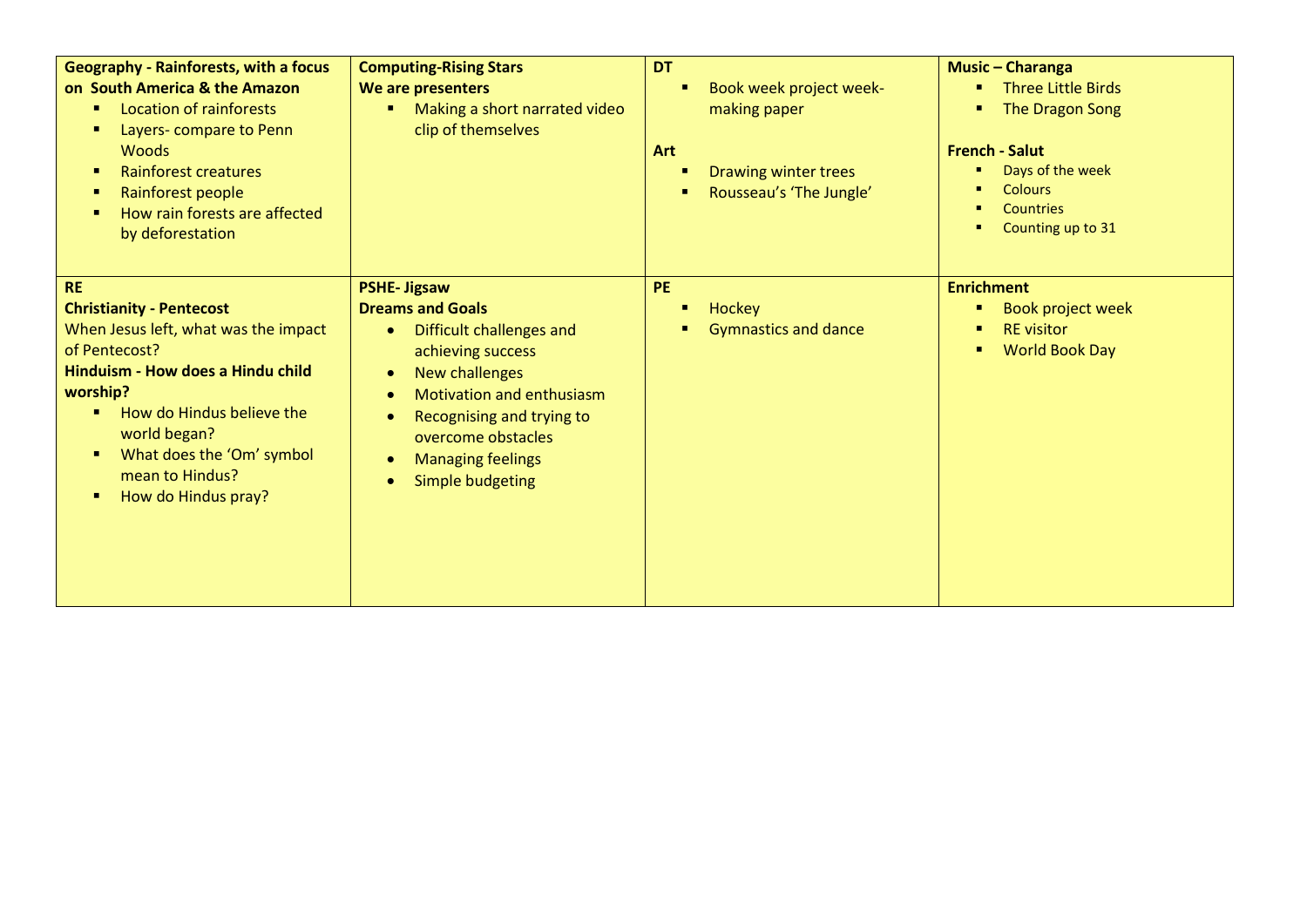| | | | |
|---|---|---|---|
| **Geography - Rainforests, with a focus on South America & the Amazon**<br>▪ Location of rainforests<br>▪ Layers- compare to Penn Woods<br>▪ Rainforest creatures<br>▪ Rainforest people<br>▪ How rain forests are affected by deforestation | **Computing-Rising Stars**<br>**We are presenters**<br>▪ Making a short narrated video clip of themselves | **DT**<br>▪ Book week project week- making paper<br><br>**Art**<br>▪ Drawing winter trees<br>▪ Rousseau's 'The Jungle' | **Music – Charanga**<br>▪ Three Little Birds<br>▪ The Dragon Song<br><br>**French - Salut**<br>▪ Days of the week<br>▪ Colours<br>▪ Countries<br>▪ Counting up to 31 |
| **RE**<br>**Christianity - Pentecost**<br>When Jesus left, what was the impact of Pentecost?<br>**Hinduism - How does a Hindu child worship?**<br>▪ How do Hindus believe the world began?<br>▪ What does the 'Om' symbol mean to Hindus?<br>▪ How do Hindus pray? | **PSHE- Jigsaw**<br>**Dreams and Goals**<br>• Difficult challenges and achieving success<br>• New challenges<br>• Motivation and enthusiasm<br>• Recognising and trying to overcome obstacles<br>• Managing feelings<br>• Simple budgeting | **PE**<br>▪ Hockey<br>▪ Gymnastics and dance | **Enrichment**<br>▪ Book project week<br>▪ RE visitor<br>▪ World Book Day |